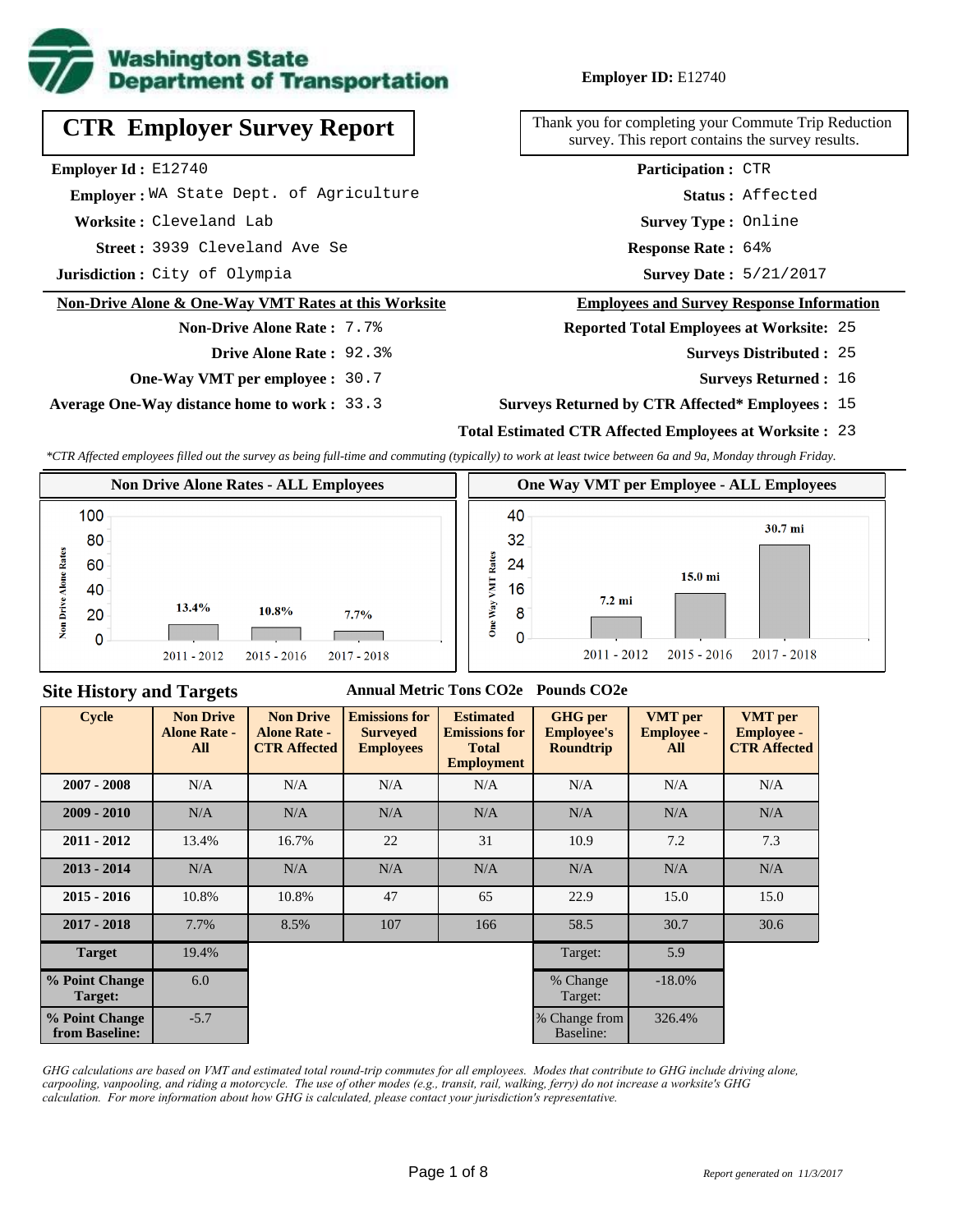**Washington State Department of Transportation**

**Employer ID:** E12740

# CTR Employer Survey Report

Thank you for completing your Commute Trip Reduction survey. This report contains the survey results.

**Employer Id :** E12740
**Employer :** WA State Dept. of Agriculture
**Worksite :** Cleveland Lab
**Street :** 3939 Cleveland Ave Se
**Jurisdiction :** City of Olympia

**Participation :** CTR
**Status :** Affected
**Survey Type :** Online
**Response Rate :** 64%
**Survey Date :** 5/21/2017

## Non-Drive Alone & One-Way VMT Rates at this Worksite

**Non-Drive Alone Rate :** 7.7%
**Drive Alone Rate :** 92.3%
**One-Way VMT per employee :** 30.7
**Average One-Way distance home to work :** 33.3

## Employees and Survey Response Information

**Reported Total Employees at Worksite:** 25
**Surveys Distributed :** 25
**Surveys Returned :** 16
**Surveys Returned by CTR Affected\* Employees :** 15
**Total Estimated CTR Affected Employees at Worksite :** 23

*\*CTR Affected employees filled out the survey as being full-time and commuting (typically) to work at least twice between 6a and 9a, Monday through Friday.*

### Non Drive Alone Rates - ALL Employees

| Cycle | Non Drive Alone Rate |
|---|---|
| 2011 - 2012 | 13.4% |
| 2015 - 2016 | 10.8% |
| 2017 - 2018 | 7.7% |

### One Way VMT per Employee - ALL Employees

| Cycle | One Way VMT |
|---|---|
| 2011 - 2012 | 7.2 mi |
| 2015 - 2016 | 15.0 mi |
| 2017 - 2018 | 30.7 mi |

## Site History and Targets

| Cycle | Non Drive Alone Rate - All | Non Drive Alone Rate - CTR Affected | Emissions for Surveyed Employees (Annual Metric Tons CO2e) | Estimated Emissions for Total Employment (Annual Metric Tons CO2e) | GHG per Employee's Roundtrip (Pounds CO2e) | VMT per Employee - All | VMT per Employee - CTR Affected |
|---|---|---|---|---|---|---|---|
| 2007 - 2008 | N/A | N/A | N/A | N/A | N/A | N/A | N/A |
| 2009 - 2010 | N/A | N/A | N/A | N/A | N/A | N/A | N/A |
| 2011 - 2012 | 13.4% | 16.7% | 22 | 31 | 10.9 | 7.2 | 7.3 |
| 2013 - 2014 | N/A | N/A | N/A | N/A | N/A | N/A | N/A |
| 2015 - 2016 | 10.8% | 10.8% | 47 | 65 | 22.9 | 15.0 | 15.0 |
| 2017 - 2018 | 7.7% | 8.5% | 107 | 166 | 58.5 | 30.7 | 30.6 |
| Target | 19.4% | | | | Target: | 5.9 | |
| % Point Change Target: | 6.0 | | | | % Change Target: | -18.0% | |
| % Point Change from Baseline: | -5.7 | | | | % Change from Baseline: | 326.4% | |

*GHG calculations are based on VMT and estimated total round-trip commutes for all employees. Modes that contribute to GHG include driving alone, carpooling, vanpooling, and riding a motorcycle. The use of other modes (e.g., transit, rail, walking, ferry) do not increase a worksite's GHG calculation. For more information about how GHG is calculated, please contact your jurisdiction's representative.*

*Report generated on 11/3/2017*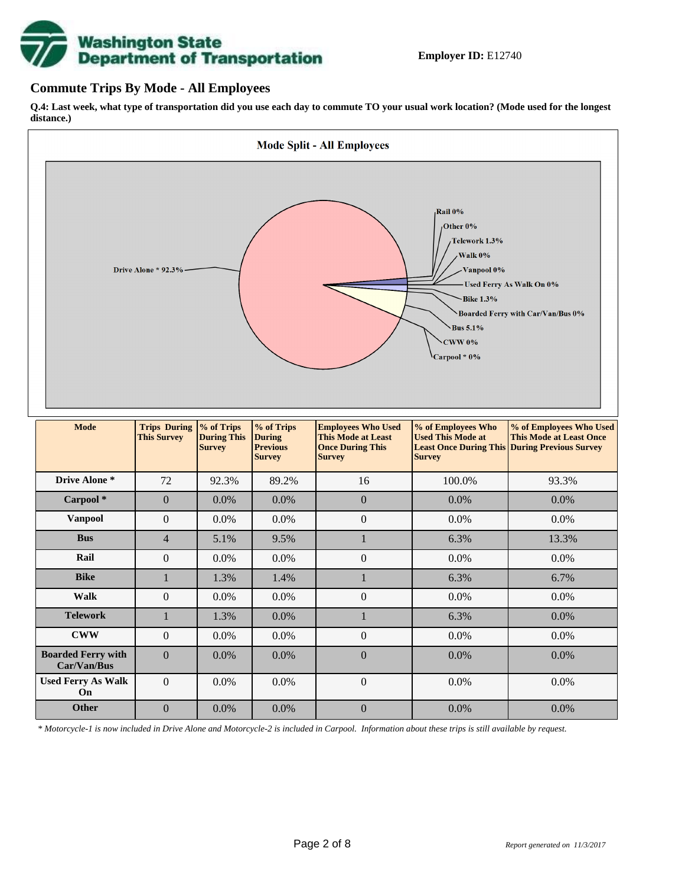**Employer ID:** E12740

## Commute Trips By Mode - All Employees

**Q.4: Last week, what type of transportation did you use each day to commute TO your usual work location? (Mode used for the longest distance.)**

**Mode Split - All Employees**

Drive Alone * 92.3%
Rail 0%
Other 0%
Telework 1.3%
Walk 0%
Vanpool 0%
Used Ferry As Walk On 0%
Bike 1.3%
Boarded Ferry with Car/Van/Bus 0%
Bus 5.1%
CWW 0%
Carpool * 0%

| Mode | Trips During This Survey | % of Trips During This Survey | % of Trips During Previous Survey | Employees Who Used This Mode at Least Once During This Survey | % of Employees Who Used This Mode at Least Once During This Survey | % of Employees Who Used This Mode at Least Once During Previous Survey |
|---|---|---|---|---|---|---|
| **Drive Alone *** | 72 | 92.3% | 89.2% | 16 | 100.0% | 93.3% |
| **Carpool *** | 0 | 0.0% | 0.0% | 0 | 0.0% | 0.0% |
| **Vanpool** | 0 | 0.0% | 0.0% | 0 | 0.0% | 0.0% |
| **Bus** | 4 | 5.1% | 9.5% | 1 | 6.3% | 13.3% |
| **Rail** | 0 | 0.0% | 0.0% | 0 | 0.0% | 0.0% |
| **Bike** | 1 | 1.3% | 1.4% | 1 | 6.3% | 6.7% |
| **Walk** | 0 | 0.0% | 0.0% | 0 | 0.0% | 0.0% |
| **Telework** | 1 | 1.3% | 0.0% | 1 | 6.3% | 0.0% |
| **CWW** | 0 | 0.0% | 0.0% | 0 | 0.0% | 0.0% |
| **Boarded Ferry with Car/Van/Bus** | 0 | 0.0% | 0.0% | 0 | 0.0% | 0.0% |
| **Used Ferry As Walk On** | 0 | 0.0% | 0.0% | 0 | 0.0% | 0.0% |
| **Other** | 0 | 0.0% | 0.0% | 0 | 0.0% | 0.0% |

*\* Motorcycle-1 is now included in Drive Alone and Motorcycle-2 is included in Carpool. Information about these trips is still available by request.*

*Report generated on 11/3/2017*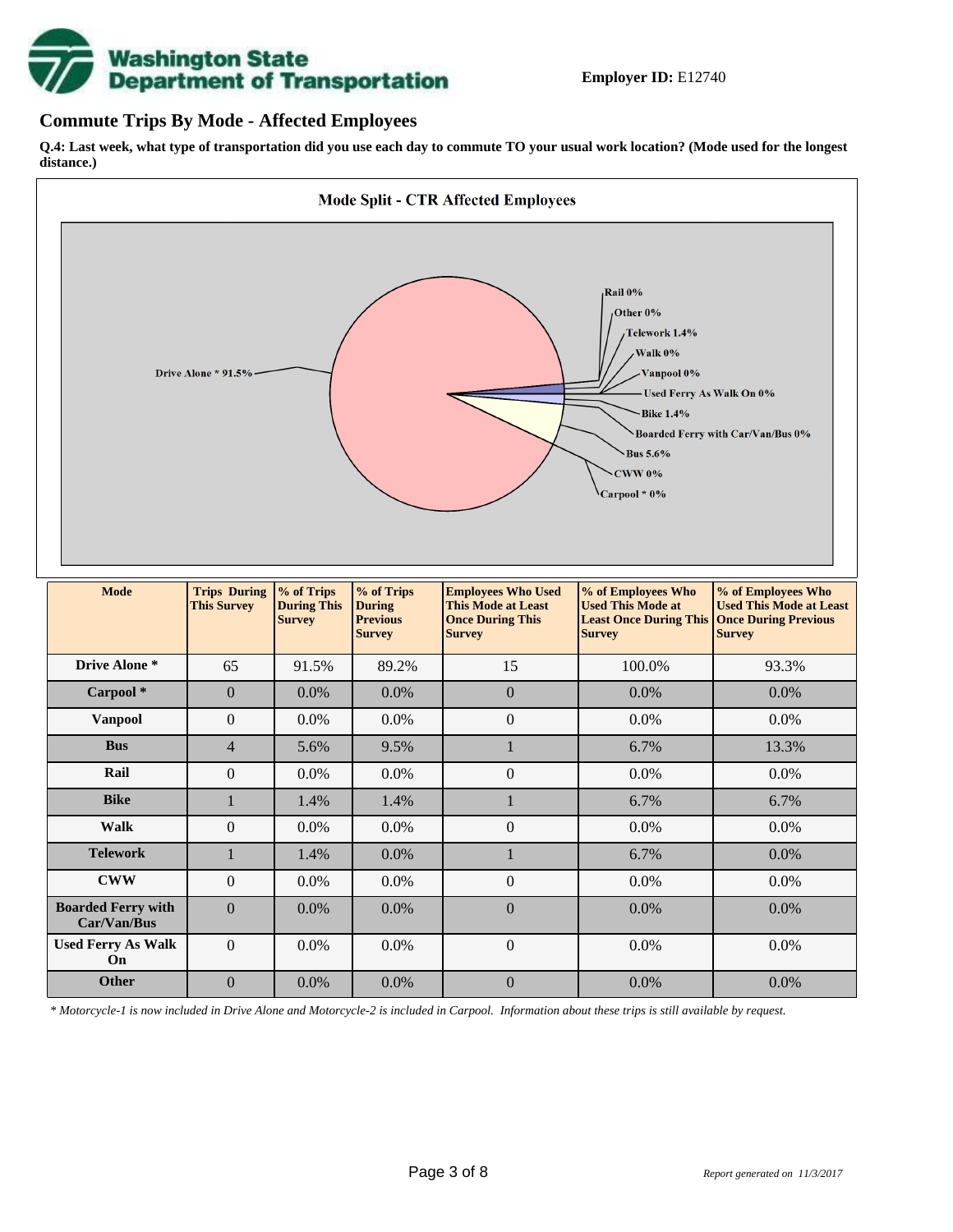**Employer ID:** E12740

## Commute Trips By Mode - Affected Employees

**Q.4: Last week, what type of transportation did you use each day to commute TO your usual work location? (Mode used for the longest distance.)**

**Mode Split - CTR Affected Employees**

Drive Alone * 91.5%
Rail 0%
Other 0%
Telework 1.4%
Walk 0%
Vanpool 0%
Used Ferry As Walk On 0%
Bike 1.4%
Boarded Ferry with Car/Van/Bus 0%
Bus 5.6%
CWW 0%
Carpool * 0%

| Mode | Trips During This Survey | % of Trips During This Survey | % of Trips During Previous Survey | Employees Who Used This Mode at Least Once During This Survey | % of Employees Who Used This Mode at Least Once During This Survey | % of Employees Who Used This Mode at Least Once During Previous Survey |
|---|---|---|---|---|---|---|
| **Drive Alone *** | 65 | 91.5% | 89.2% | 15 | 100.0% | 93.3% |
| **Carpool *** | 0 | 0.0% | 0.0% | 0 | 0.0% | 0.0% |
| **Vanpool** | 0 | 0.0% | 0.0% | 0 | 0.0% | 0.0% |
| **Bus** | 4 | 5.6% | 9.5% | 1 | 6.7% | 13.3% |
| **Rail** | 0 | 0.0% | 0.0% | 0 | 0.0% | 0.0% |
| **Bike** | 1 | 1.4% | 1.4% | 1 | 6.7% | 6.7% |
| **Walk** | 0 | 0.0% | 0.0% | 0 | 0.0% | 0.0% |
| **Telework** | 1 | 1.4% | 0.0% | 1 | 6.7% | 0.0% |
| **CWW** | 0 | 0.0% | 0.0% | 0 | 0.0% | 0.0% |
| **Boarded Ferry with Car/Van/Bus** | 0 | 0.0% | 0.0% | 0 | 0.0% | 0.0% |
| **Used Ferry As Walk On** | 0 | 0.0% | 0.0% | 0 | 0.0% | 0.0% |
| **Other** | 0 | 0.0% | 0.0% | 0 | 0.0% | 0.0% |

*\* Motorcycle-1 is now included in Drive Alone and Motorcycle-2 is included in Carpool. Information about these trips is still available by request.*

*Report generated on 11/3/2017*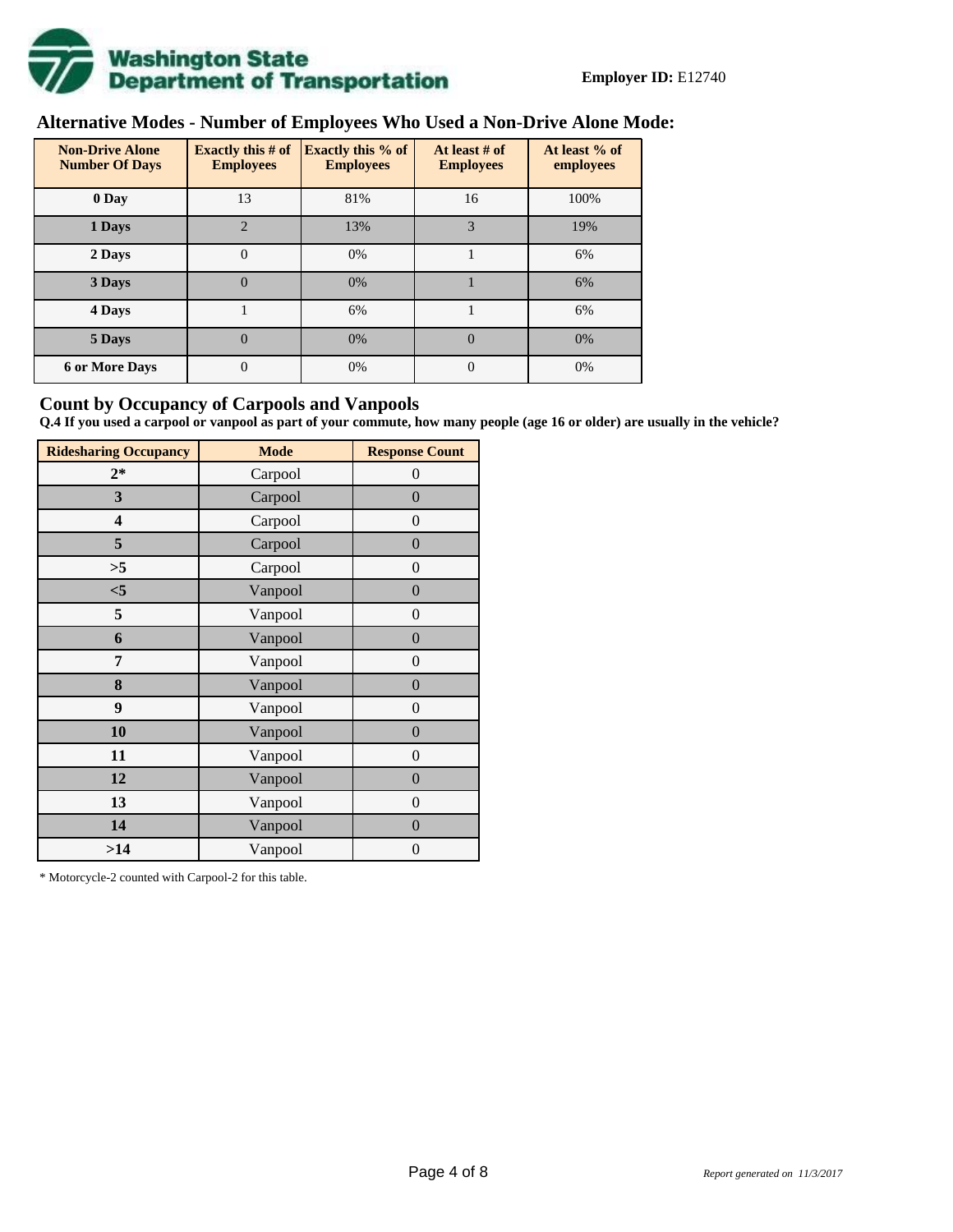**Employer ID:** E12740

## Alternative Modes - Number of Employees Who Used a Non-Drive Alone Mode:

| Non-Drive Alone Number Of Days | Exactly this # of Employees | Exactly this % of Employees | At least # of Employees | At least % of employees |
|---|---|---|---|---|
| 0 Day | 13 | 81% | 16 | 100% |
| 1 Days | 2 | 13% | 3 | 19% |
| 2 Days | 0 | 0% | 1 | 6% |
| 3 Days | 0 | 0% | 1 | 6% |
| 4 Days | 1 | 6% | 1 | 6% |
| 5 Days | 0 | 0% | 0 | 0% |
| 6 or More Days | 0 | 0% | 0 | 0% |

## Count by Occupancy of Carpools and Vanpools

**Q.4 If you used a carpool or vanpool as part of your commute, how many people (age 16 or older) are usually in the vehicle?**

| Ridesharing Occupancy | Mode | Response Count |
|---|---|---|
| 2* | Carpool | 0 |
| 3 | Carpool | 0 |
| 4 | Carpool | 0 |
| 5 | Carpool | 0 |
| >5 | Carpool | 0 |
| <5 | Vanpool | 0 |
| 5 | Vanpool | 0 |
| 6 | Vanpool | 0 |
| 7 | Vanpool | 0 |
| 8 | Vanpool | 0 |
| 9 | Vanpool | 0 |
| 10 | Vanpool | 0 |
| 11 | Vanpool | 0 |
| 12 | Vanpool | 0 |
| 13 | Vanpool | 0 |
| 14 | Vanpool | 0 |
| >14 | Vanpool | 0 |

* Motorcycle-2 counted with Carpool-2 for this table.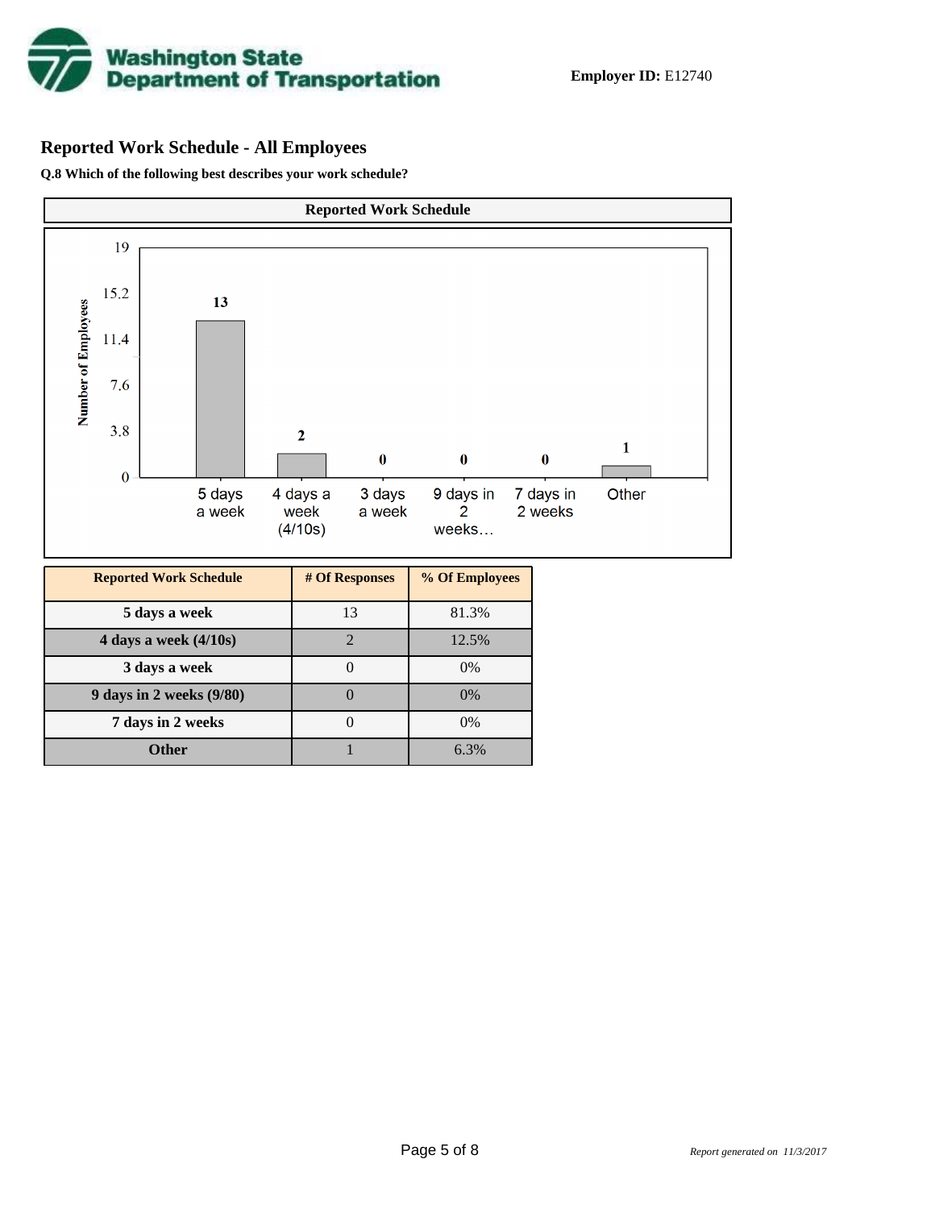**Employer ID:** E12740

## Reported Work Schedule - All Employees

**Q.8 Which of the following best describes your work schedule?**

**Reported Work Schedule**

| Reported Work Schedule | # Of Responses | % Of Employees |
|---|---|---|
| 5 days a week | 13 | 81.3% |
| 4 days a week (4/10s) | 2 | 12.5% |
| 3 days a week | 0 | 0% |
| 9 days in 2 weeks (9/80) | 0 | 0% |
| 7 days in 2 weeks | 0 | 0% |
| Other | 1 | 6.3% |

*Report generated on 11/3/2017*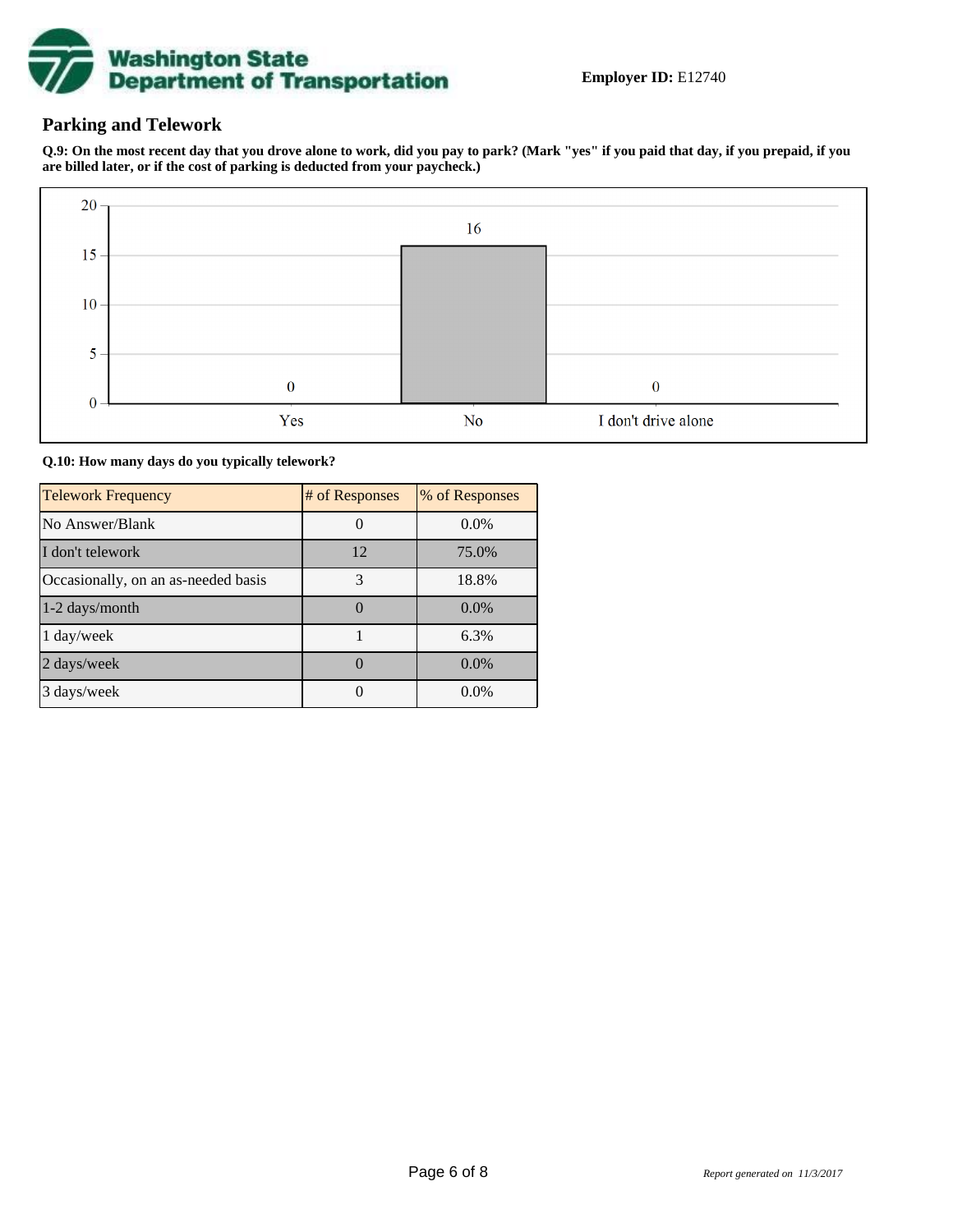**Employer ID:** E12740

## Parking and Telework

**Q.9: On the most recent day that you drove alone to work, did you pay to park? (Mark "yes" if you paid that day, if you prepaid, if you are billed later, or if the cost of parking is deducted from your paycheck.)**

| Response | # of Responses |
|---|---|
| Yes | 0 |
| No | 16 |
| I don't drive alone | 0 |

**Q.10: How many days do you typically telework?**

| Telework Frequency | # of Responses | % of Responses |
|---|---|---|
| No Answer/Blank | 0 | 0.0% |
| I don't telework | 12 | 75.0% |
| Occasionally, on an as-needed basis | 3 | 18.8% |
| 1-2 days/month | 0 | 0.0% |
| 1 day/week | 1 | 6.3% |
| 2 days/week | 0 | 0.0% |
| 3 days/week | 0 | 0.0% |

*Report generated on 11/3/2017*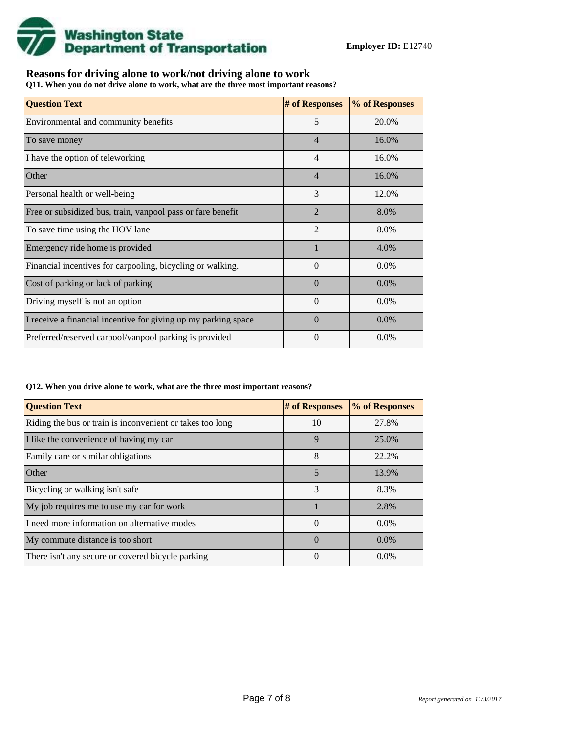**Employer ID:** E12740

## Reasons for driving alone to work/not driving alone to work

**Q11. When you do not drive alone to work, what are the three most important reasons?**

| Question Text | # of Responses | % of Responses |
|---|---|---|
| Environmental and community benefits | 5 | 20.0% |
| To save money | 4 | 16.0% |
| I have the option of teleworking | 4 | 16.0% |
| Other | 4 | 16.0% |
| Personal health or well-being | 3 | 12.0% |
| Free or subsidized bus, train, vanpool pass or fare benefit | 2 | 8.0% |
| To save time using the HOV lane | 2 | 8.0% |
| Emergency ride home is provided | 1 | 4.0% |
| Financial incentives for carpooling, bicycling or walking. | 0 | 0.0% |
| Cost of parking or lack of parking | 0 | 0.0% |
| Driving myself is not an option | 0 | 0.0% |
| I receive a financial incentive for giving up my parking space | 0 | 0.0% |
| Preferred/reserved carpool/vanpool parking is provided | 0 | 0.0% |

**Q12. When you drive alone to work, what are the three most important reasons?**

| Question Text | # of Responses | % of Responses |
|---|---|---|
| Riding the bus or train is inconvenient or takes too long | 10 | 27.8% |
| I like the convenience of having my car | 9 | 25.0% |
| Family care or similar obligations | 8 | 22.2% |
| Other | 5 | 13.9% |
| Bicycling or walking isn't safe | 3 | 8.3% |
| My job requires me to use my car for work | 1 | 2.8% |
| I need more information on alternative modes | 0 | 0.0% |
| My commute distance is too short | 0 | 0.0% |
| There isn't any secure or covered bicycle parking | 0 | 0.0% |

*Report generated on 11/3/2017*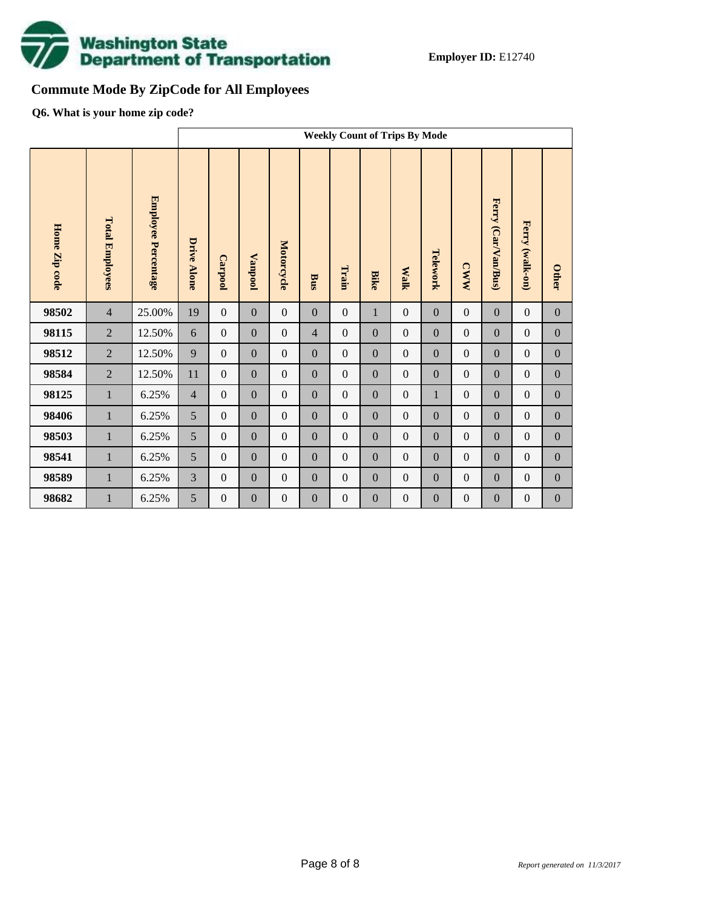**Employer ID:** E12740

## Commute Mode By ZipCode for All Employees

**Q6. What is your home zip code?**

| | | | Weekly Count of Trips By Mode | | | | | | | | | | | | | |
|---|---|---|---|---|---|---|---|---|---|---|---|---|---|---|---|---|
| Home Zip code | Total Employees | Employee Percentage | Drive Alone | Carpool | Vanpool | Motorcycle | Bus | Train | Bike | Walk | Telework | CWW | Ferry (Car/Van/Bus) | Ferry (walk-on) | Other |
| 98502 | 4 | 25.00% | 19 | 0 | 0 | 0 | 0 | 0 | 1 | 0 | 0 | 0 | 0 | 0 | 0 |
| 98115 | 2 | 12.50% | 6 | 0 | 0 | 0 | 4 | 0 | 0 | 0 | 0 | 0 | 0 | 0 | 0 |
| 98512 | 2 | 12.50% | 9 | 0 | 0 | 0 | 0 | 0 | 0 | 0 | 0 | 0 | 0 | 0 | 0 |
| 98584 | 2 | 12.50% | 11 | 0 | 0 | 0 | 0 | 0 | 0 | 0 | 0 | 0 | 0 | 0 | 0 |
| 98125 | 1 | 6.25% | 4 | 0 | 0 | 0 | 0 | 0 | 0 | 0 | 1 | 0 | 0 | 0 | 0 |
| 98406 | 1 | 6.25% | 5 | 0 | 0 | 0 | 0 | 0 | 0 | 0 | 0 | 0 | 0 | 0 | 0 |
| 98503 | 1 | 6.25% | 5 | 0 | 0 | 0 | 0 | 0 | 0 | 0 | 0 | 0 | 0 | 0 | 0 |
| 98541 | 1 | 6.25% | 5 | 0 | 0 | 0 | 0 | 0 | 0 | 0 | 0 | 0 | 0 | 0 | 0 |
| 98589 | 1 | 6.25% | 3 | 0 | 0 | 0 | 0 | 0 | 0 | 0 | 0 | 0 | 0 | 0 | 0 |
| 98682 | 1 | 6.25% | 5 | 0 | 0 | 0 | 0 | 0 | 0 | 0 | 0 | 0 | 0 | 0 | 0 |

*Report generated on 11/3/2017*